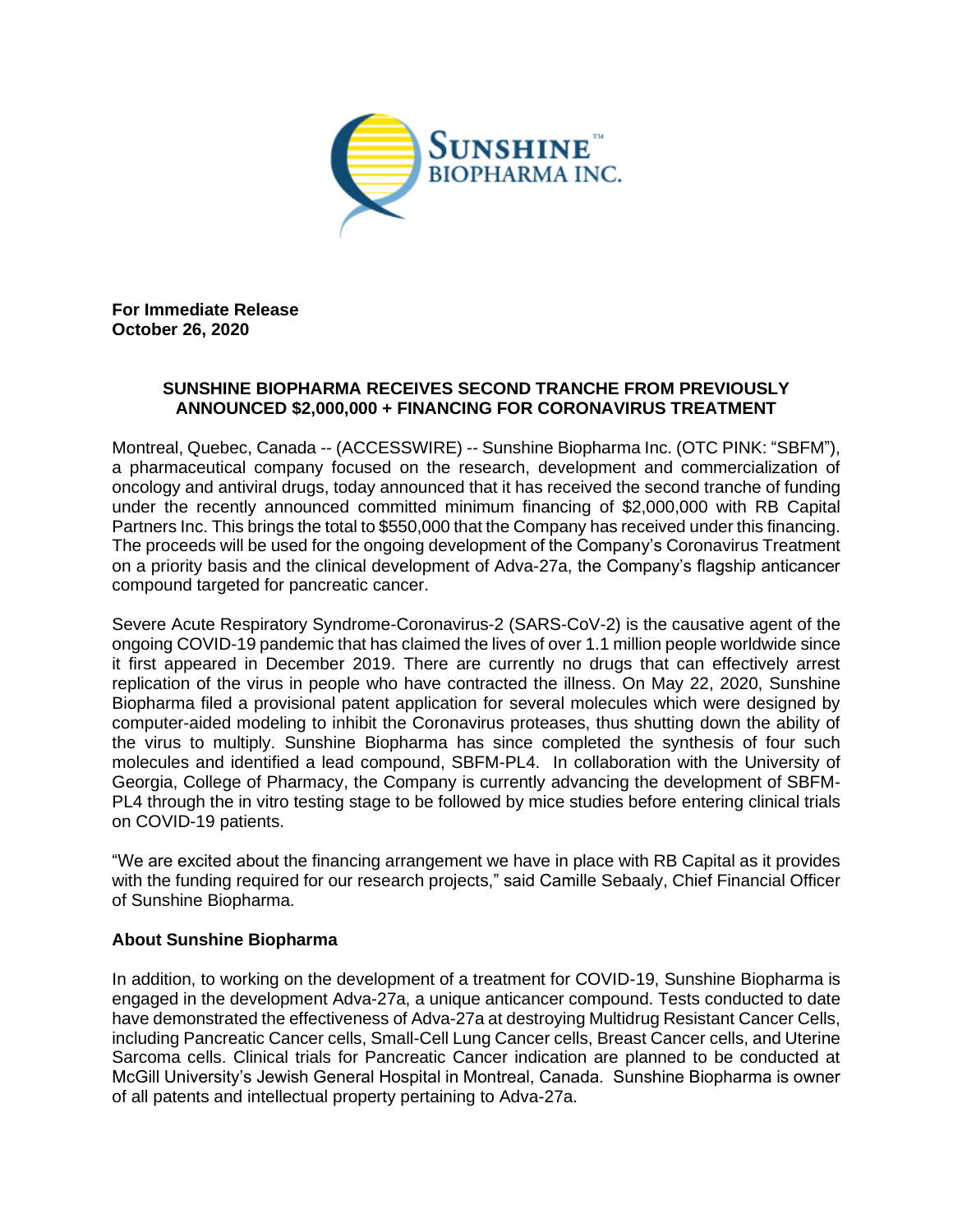**For Immediate Release**
**October 26, 2020**

# SUNSHINE BIOPHARMA RECEIVES SECOND TRANCHE FROM PREVIOUSLY ANNOUNCED $2,000,000 + FINANCING FOR CORONAVIRUS TREATMENT

Montreal, Quebec, Canada -- (ACCESSWIRE) -- Sunshine Biopharma Inc. (OTC PINK: "SBFM"), a pharmaceutical company focused on the research, development and commercialization of oncology and antiviral drugs, today announced that it has received the second tranche of funding under the recently announced committed minimum financing of $2,000,000 with RB Capital Partners Inc. This brings the total to $550,000 that the Company has received under this financing. The proceeds will be used for the ongoing development of the Company's Coronavirus Treatment on a priority basis and the clinical development of Adva-27a, the Company's flagship anticancer compound targeted for pancreatic cancer.

Severe Acute Respiratory Syndrome-Coronavirus-2 (SARS-CoV-2) is the causative agent of the ongoing COVID-19 pandemic that has claimed the lives of over 1.1 million people worldwide since it first appeared in December 2019. There are currently no drugs that can effectively arrest replication of the virus in people who have contracted the illness. On May 22, 2020, Sunshine Biopharma filed a provisional patent application for several molecules which were designed by computer-aided modeling to inhibit the Coronavirus proteases, thus shutting down the ability of the virus to multiply. Sunshine Biopharma has since completed the synthesis of four such molecules and identified a lead compound, SBFM-PL4. In collaboration with the University of Georgia, College of Pharmacy, the Company is currently advancing the development of SBFM-PL4 through the in vitro testing stage to be followed by mice studies before entering clinical trials on COVID-19 patients.

"We are excited about the financing arrangement we have in place with RB Capital as it provides with the funding required for our research projects," said Camille Sebaaly, Chief Financial Officer of Sunshine Biopharma.

## About Sunshine Biopharma

In addition, to working on the development of a treatment for COVID-19, Sunshine Biopharma is engaged in the development Adva-27a, a unique anticancer compound. Tests conducted to date have demonstrated the effectiveness of Adva-27a at destroying Multidrug Resistant Cancer Cells, including Pancreatic Cancer cells, Small-Cell Lung Cancer cells, Breast Cancer cells, and Uterine Sarcoma cells. Clinical trials for Pancreatic Cancer indication are planned to be conducted at McGill University's Jewish General Hospital in Montreal, Canada. Sunshine Biopharma is owner of all patents and intellectual property pertaining to Adva-27a.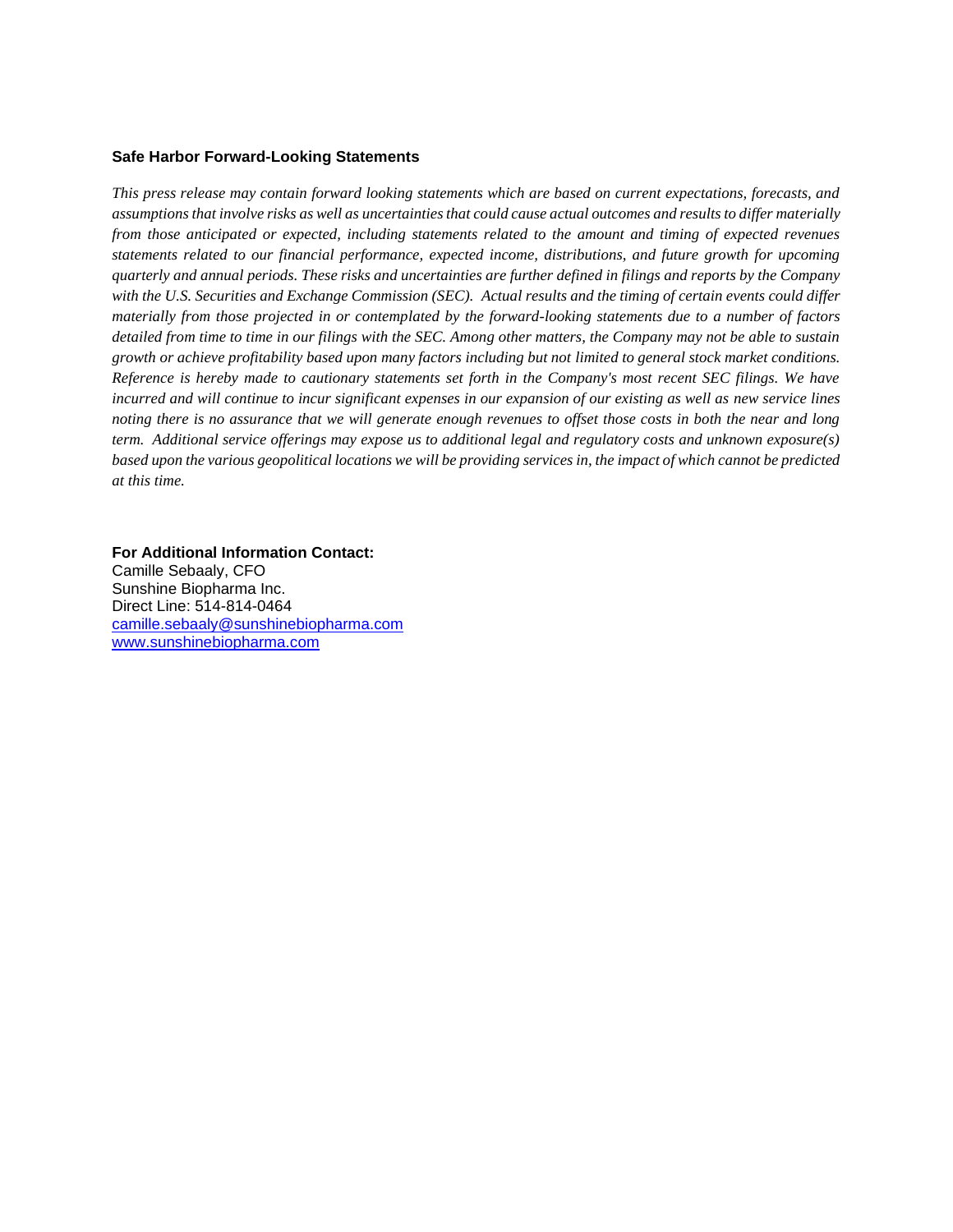**Safe Harbor Forward-Looking Statements**

*This press release may contain forward looking statements which are based on current expectations, forecasts, and assumptions that involve risks as well as uncertainties that could cause actual outcomes and results to differ materially from those anticipated or expected, including statements related to the amount and timing of expected revenues statements related to our financial performance, expected income, distributions, and future growth for upcoming quarterly and annual periods. These risks and uncertainties are further defined in filings and reports by the Company with the U.S. Securities and Exchange Commission (SEC). Actual results and the timing of certain events could differ materially from those projected in or contemplated by the forward-looking statements due to a number of factors detailed from time to time in our filings with the SEC. Among other matters, the Company may not be able to sustain growth or achieve profitability based upon many factors including but not limited to general stock market conditions. Reference is hereby made to cautionary statements set forth in the Company's most recent SEC filings. We have incurred and will continue to incur significant expenses in our expansion of our existing as well as new service lines noting there is no assurance that we will generate enough revenues to offset those costs in both the near and long term. Additional service offerings may expose us to additional legal and regulatory costs and unknown exposure(s) based upon the various geopolitical locations we will be providing services in, the impact of which cannot be predicted at this time.*

**For Additional Information Contact:**
Camille Sebaaly, CFO
Sunshine Biopharma Inc.
Direct Line: 514-814-0464
camille.sebaaly@sunshinebiopharma.com
www.sunshinebiopharma.com